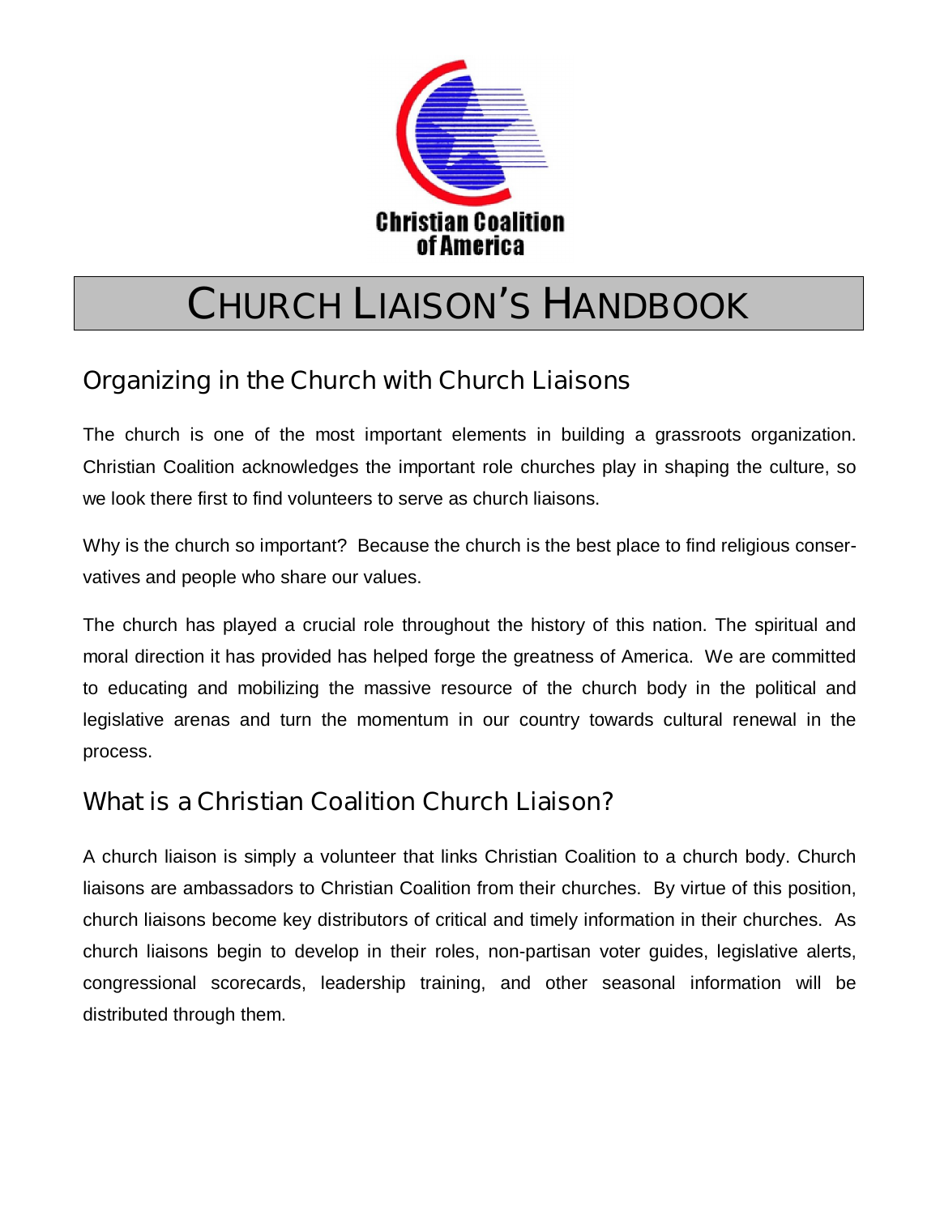Christian Coalition of America

# CHURCH LIAISON'S HANDBOOK

## Organizing in the Church with Church Liaisons

The church is one of the most important elements in building a grassroots organization. Christian Coalition acknowledges the important role churches play in shaping the culture, so we look there first to find volunteers to serve as church liaisons.

Why is the church so important? Because the church is the best place to find religious conservatives and people who share our values.

The church has played a crucial role throughout the history of this nation. The spiritual and moral direction it has provided has helped forge the greatness of America. We are committed to educating and mobilizing the massive resource of the church body in the political and legislative arenas and turn the momentum in our country towards cultural renewal in the process.

## What is a Christian Coalition Church Liaison?

A church liaison is simply a volunteer that links Christian Coalition to a church body. Church liaisons are ambassadors to Christian Coalition from their churches. By virtue of this position, church liaisons become key distributors of critical and timely information in their churches. As church liaisons begin to develop in their roles, non-partisan voter guides, legislative alerts, congressional scorecards, leadership training, and other seasonal information will be distributed through them.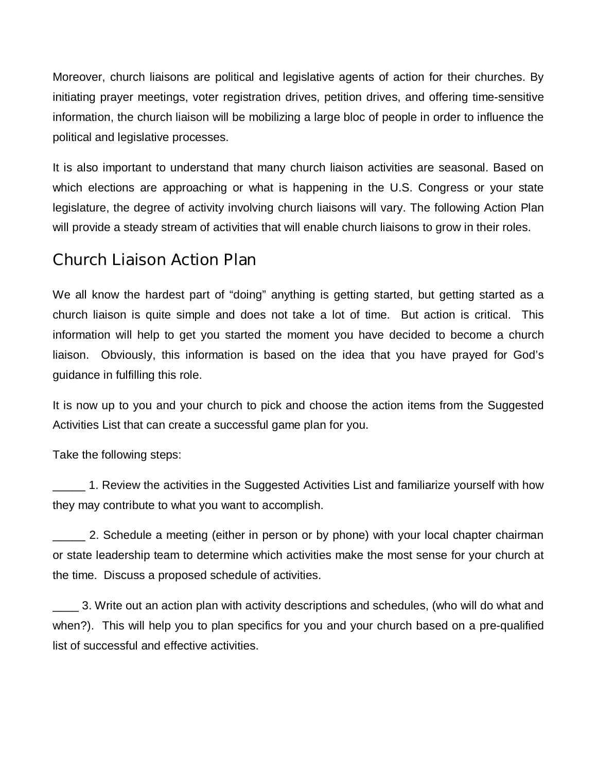Moreover, church liaisons are political and legislative agents of action for their churches. By initiating prayer meetings, voter registration drives, petition drives, and offering time-sensitive information, the church liaison will be mobilizing a large bloc of people in order to influence the political and legislative processes.

It is also important to understand that many church liaison activities are seasonal. Based on which elections are approaching or what is happening in the U.S. Congress or your state legislature, the degree of activity involving church liaisons will vary. The following Action Plan will provide a steady stream of activities that will enable church liaisons to grow in their roles.

## Church Liaison Action Plan

We all know the hardest part of "doing" anything is getting started, but getting started as a church liaison is quite simple and does not take a lot of time. But action is critical. This information will help to get you started the moment you have decided to become a church liaison. Obviously, this information is based on the idea that you have prayed for God's guidance in fulfilling this role.

It is now up to you and your church to pick and choose the action items from the Suggested Activities List that can create a successful game plan for you.

Take the following steps:

_____ 1. Review the activities in the Suggested Activities List and familiarize yourself with how they may contribute to what you want to accomplish.

_____ 2. Schedule a meeting (either in person or by phone) with your local chapter chairman or state leadership team to determine which activities make the most sense for your church at the time. Discuss a proposed schedule of activities.

____ 3. Write out an action plan with activity descriptions and schedules, (who will do what and when?). This will help you to plan specifics for you and your church based on a pre-qualified list of successful and effective activities.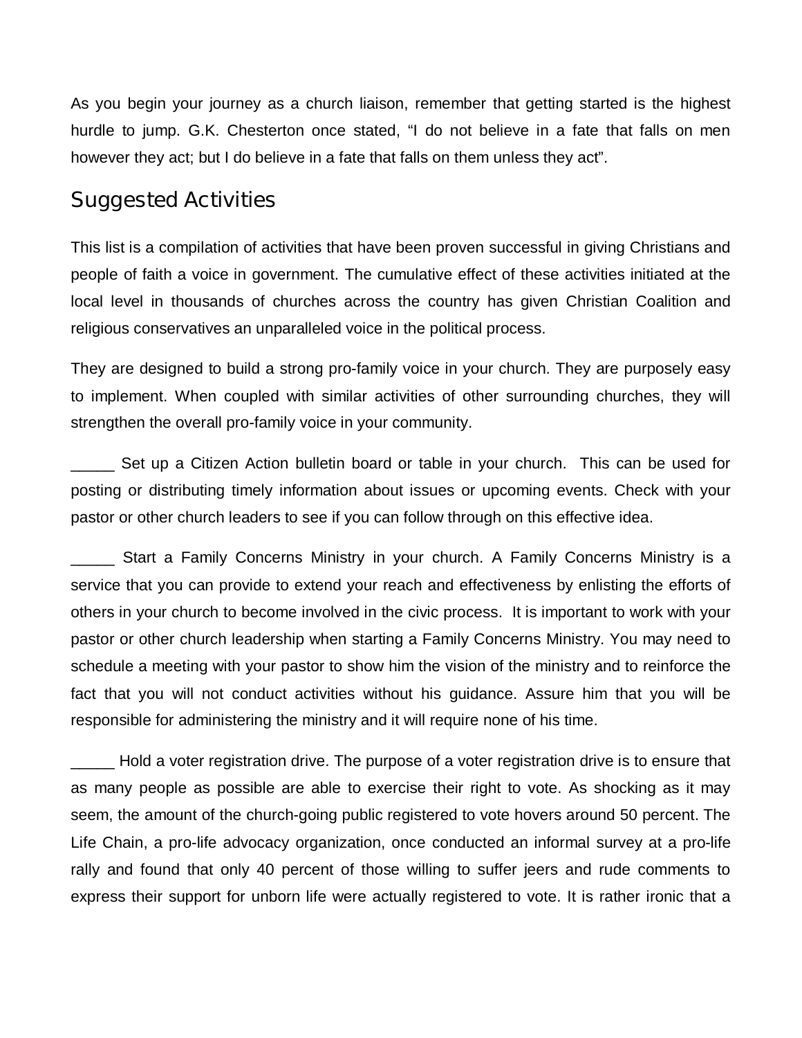As you begin your journey as a church liaison, remember that getting started is the highest hurdle to jump. G.K. Chesterton once stated, "I do not believe in a fate that falls on men however they act; but I do believe in a fate that falls on them unless they act".

## Suggested Activities

This list is a compilation of activities that have been proven successful in giving Christians and people of faith a voice in government. The cumulative effect of these activities initiated at the local level in thousands of churches across the country has given Christian Coalition and religious conservatives an unparalleled voice in the political process.

They are designed to build a strong pro-family voice in your church. They are purposely easy to implement. When coupled with similar activities of other surrounding churches, they will strengthen the overall pro-family voice in your community.

_____ Set up a Citizen Action bulletin board or table in your church. This can be used for posting or distributing timely information about issues or upcoming events. Check with your pastor or other church leaders to see if you can follow through on this effective idea.

_____ Start a Family Concerns Ministry in your church. A Family Concerns Ministry is a service that you can provide to extend your reach and effectiveness by enlisting the efforts of others in your church to become involved in the civic process. It is important to work with your pastor or other church leadership when starting a Family Concerns Ministry. You may need to schedule a meeting with your pastor to show him the vision of the ministry and to reinforce the fact that you will not conduct activities without his guidance. Assure him that you will be responsible for administering the ministry and it will require none of his time.

_____ Hold a voter registration drive. The purpose of a voter registration drive is to ensure that as many people as possible are able to exercise their right to vote. As shocking as it may seem, the amount of the church-going public registered to vote hovers around 50 percent. The Life Chain, a pro-life advocacy organization, once conducted an informal survey at a pro-life rally and found that only 40 percent of those willing to suffer jeers and rude comments to express their support for unborn life were actually registered to vote. It is rather ironic that a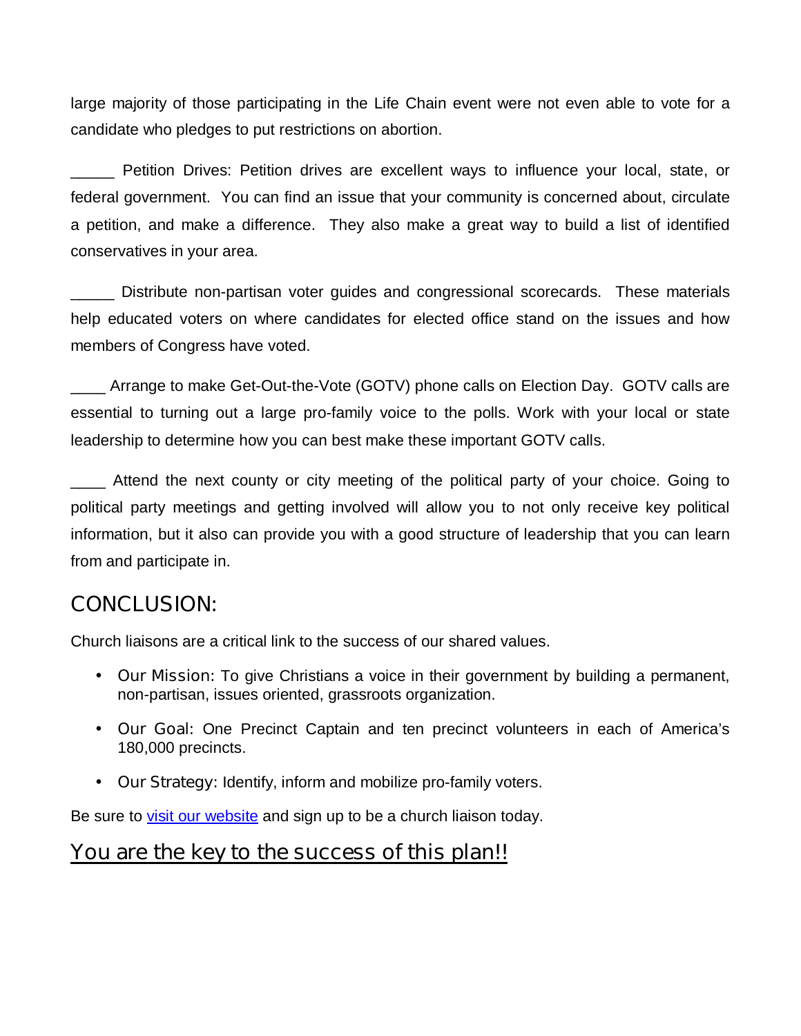large majority of those participating in the Life Chain event were not even able to vote for a candidate who pledges to put restrictions on abortion.

_____ Petition Drives: Petition drives are excellent ways to influence your local, state, or federal government. You can find an issue that your community is concerned about, circulate a petition, and make a difference. They also make a great way to build a list of identified conservatives in your area.

_____ Distribute non-partisan voter guides and congressional scorecards. These materials help educated voters on where candidates for elected office stand on the issues and how members of Congress have voted.

____ Arrange to make Get-Out-the-Vote (GOTV) phone calls on Election Day. GOTV calls are essential to turning out a large pro-family voice to the polls. Work with your local or state leadership to determine how you can best make these important GOTV calls.

____ Attend the next county or city meeting of the political party of your choice. Going to political party meetings and getting involved will allow you to not only receive key political information, but it also can provide you with a good structure of leadership that you can learn from and participate in.

## CONCLUSION:

Church liaisons are a critical link to the success of our shared values.

- Our Mission: To give Christians a voice in their government by building a permanent, non-partisan, issues oriented, grassroots organization.
- Our Goal: One Precinct Captain and ten precinct volunteers in each of America's 180,000 precincts.
- Our Strategy: Identify, inform and mobilize pro-family voters.

Be sure to visit our website and sign up to be a church liaison today.

## You are the key to the success of this plan!!